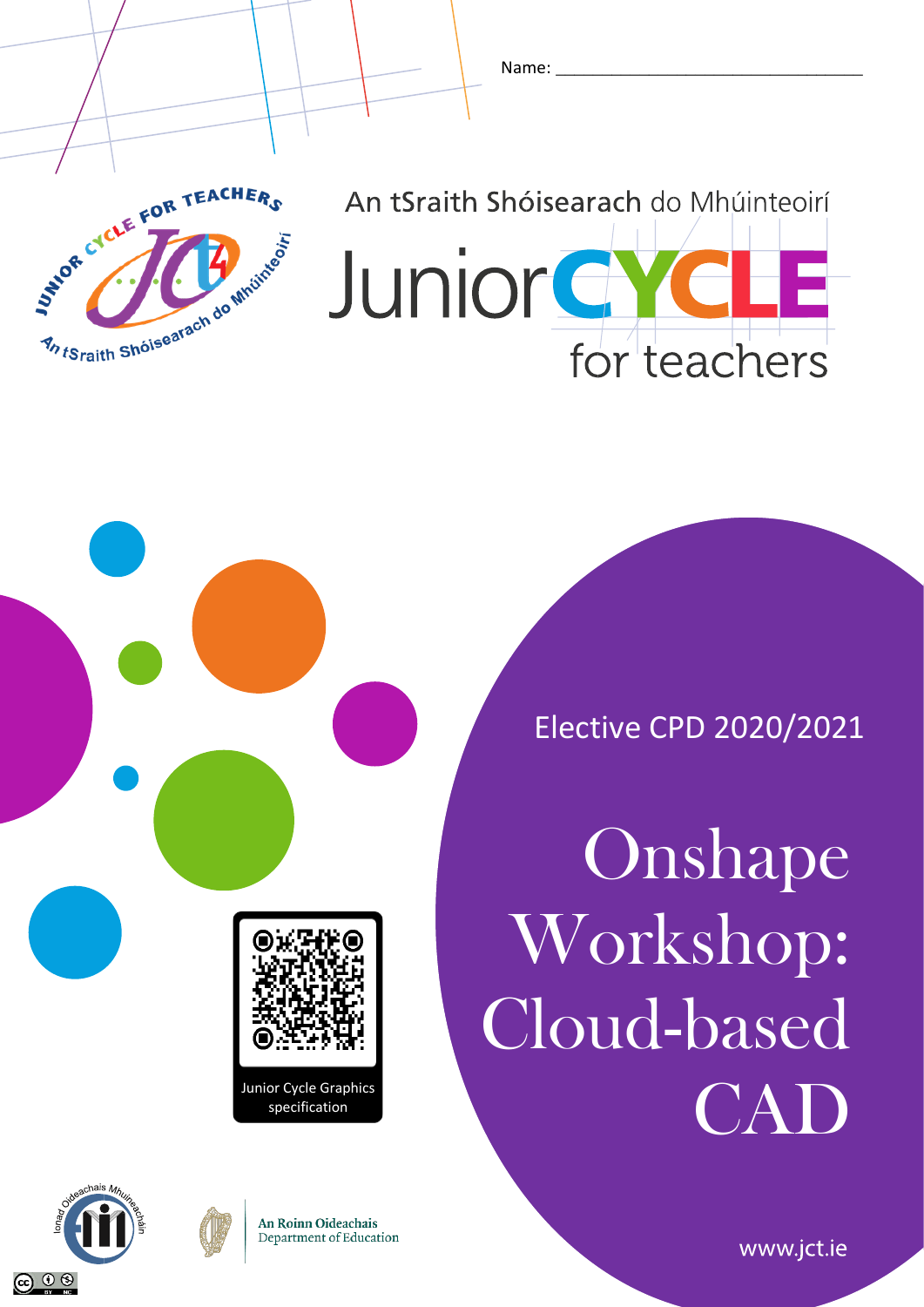Name: ___________________________________

An tSraith Shóisearach do Mhúinteoirí

Junior CYCLE for teachers

Elective CPD 2020/2021

# Onshape Workshop: Cloud-based CAD

Junior Cycle Graphics specification

An Roinn Oideachais
Department of Education

www.jct.ie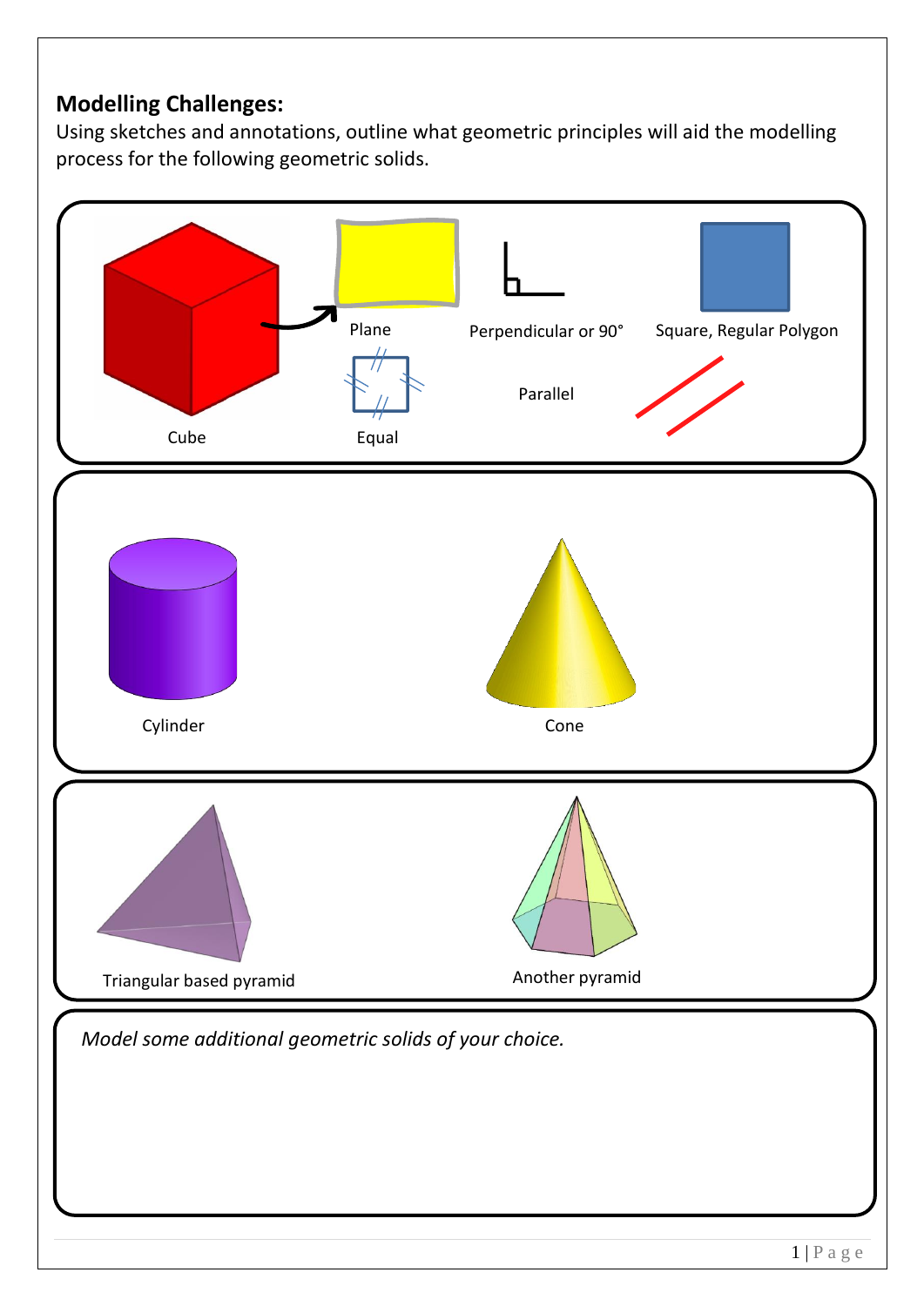## Modelling Challenges:

Using sketches and annotations, outline what geometric principles will aid the modelling process for the following geometric solids.

Cube

Plane

Perpendicular or 90°

Square, Regular Polygon

Equal

Parallel

Cylinder

Cone

Triangular based pyramid

Another pyramid

*Model some additional geometric solids of your choice.*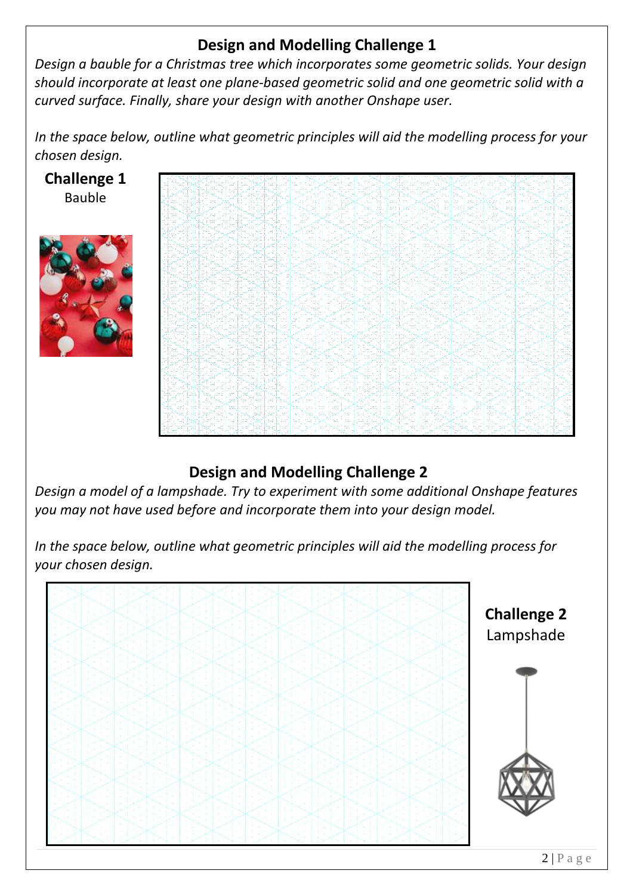## Design and Modelling Challenge 1

*Design a bauble for a Christmas tree which incorporates some geometric solids. Your design should incorporate at least one plane-based geometric solid and one geometric solid with a curved surface. Finally, share your design with another Onshape user.*

*In the space below, outline what geometric principles will aid the modelling process for your chosen design.*

**Challenge 1**
Bauble

## Design and Modelling Challenge 2

*Design a model of a lampshade. Try to experiment with some additional Onshape features you may not have used before and incorporate them into your design model.*

*In the space below, outline what geometric principles will aid the modelling process for your chosen design.*

**Challenge 2**
Lampshade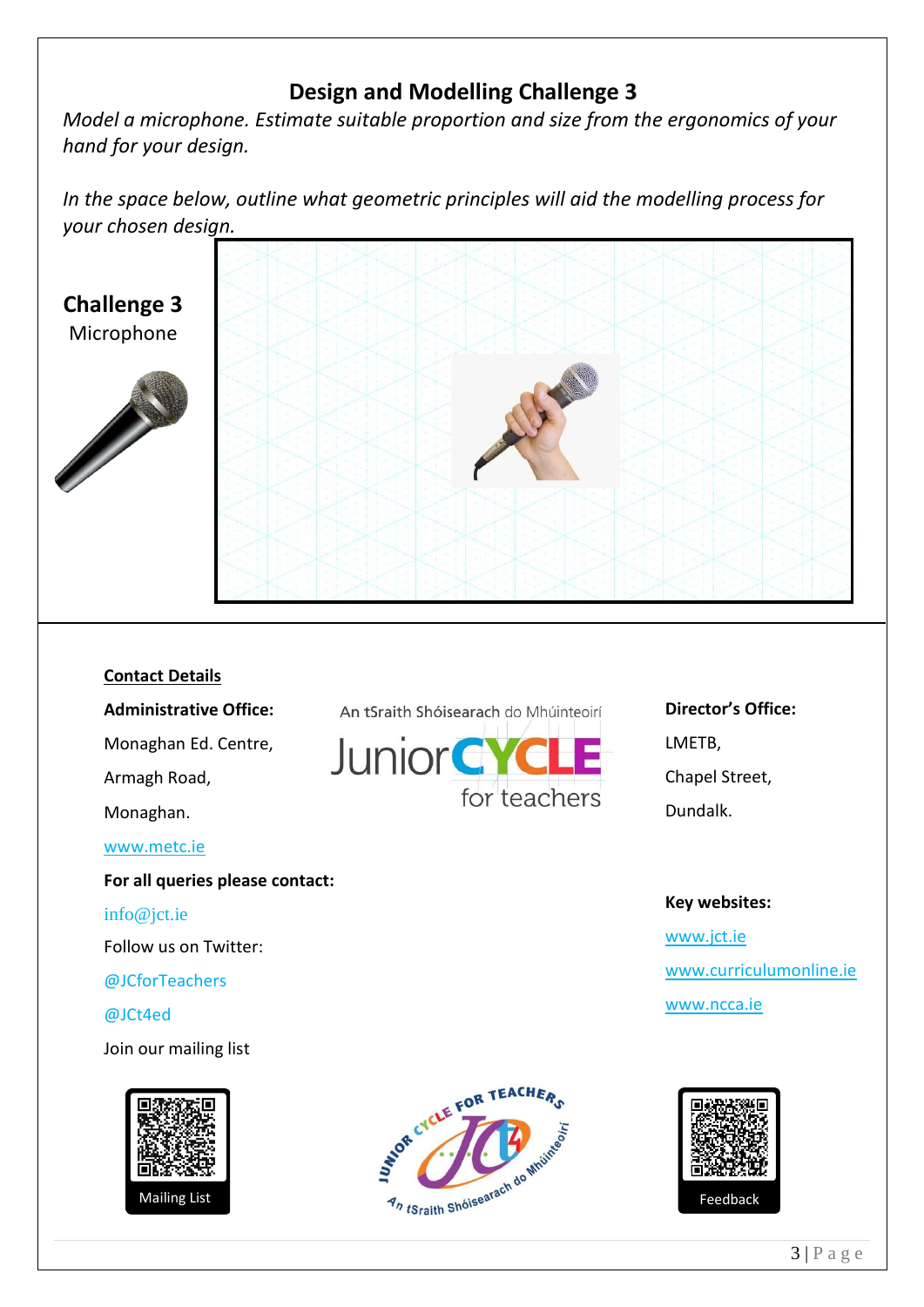## Design and Modelling Challenge 3

*Model a microphone. Estimate suitable proportion and size from the ergonomics of your hand for your design.*

*In the space below, outline what geometric principles will aid the modelling process for your chosen design.*

**Challenge 3**

Microphone

---

**Contact Details**

**Administrative Office:**

Monaghan Ed. Centre,

Armagh Road,

Monaghan.

www.metc.ie

**For all queries please contact:**

info@jct.ie

Follow us on Twitter:

@JCforTeachers

@JCt4ed

Join our mailing list

An tSraith Shóisearach do Mhúinteoirí

Junior CYCLE for teachers

**Director's Office:**

LMETB,

Chapel Street,

Dundalk.

**Key websites:**

www.jct.ie

www.curriculumonline.ie

www.ncca.ie

Mailing List

JUNIOR CYCLE FOR TEACHERS

An tSraith Shóisearach do Mhúinteoirí

Feedback